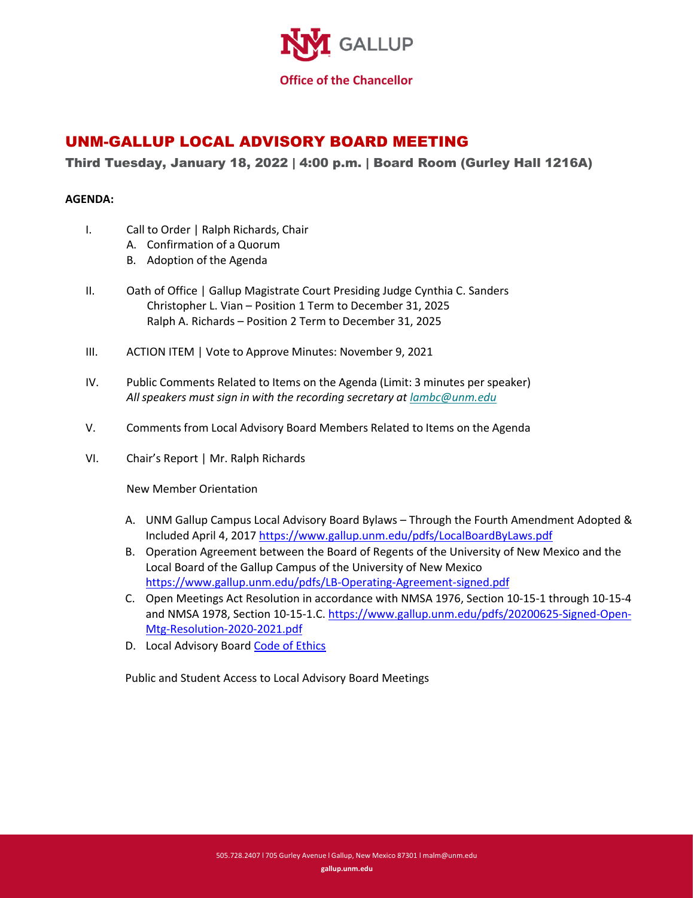GALLUP

**Office of the Chancellor**

# UNM-GALLUP LOCAL ADVISORY BOARD MEETING

## Third Tuesday, January 18, 2022 | 4:00 p.m. | Board Room (Gurley Hall 1216A)

**AGENDA:**

I. Call to Order | Ralph Richards, Chair
   - A. Confirmation of a Quorum
   - B. Adoption of the Agenda

II. Oath of Office | Gallup Magistrate Court Presiding Judge Cynthia C. Sanders
   - Christopher L. Vian – Position 1 Term to December 31, 2025
   - Ralph A. Richards – Position 2 Term to December 31, 2025

III. ACTION ITEM | Vote to Approve Minutes: November 9, 2021

IV. Public Comments Related to Items on the Agenda (Limit: 3 minutes per speaker)
   *All speakers must sign in with the recording secretary at [lambc@unm.edu](mailto:lambc@unm.edu)*

V. Comments from Local Advisory Board Members Related to Items on the Agenda

VI. Chair's Report | Mr. Ralph Richards

   New Member Orientation

   - A. UNM Gallup Campus Local Advisory Board Bylaws – Through the Fourth Amendment Adopted & Included April 4, 2017 https://www.gallup.unm.edu/pdfs/LocalBoardByLaws.pdf
   - B. Operation Agreement between the Board of Regents of the University of New Mexico and the Local Board of the Gallup Campus of the University of New Mexico https://www.gallup.unm.edu/pdfs/LB-Operating-Agreement-signed.pdf
   - C. Open Meetings Act Resolution in accordance with NMSA 1976, Section 10-15-1 through 10-15-4 and NMSA 1978, Section 10-15-1.C. https://www.gallup.unm.edu/pdfs/20200625-Signed-Open-Mtg-Resolution-2020-2021.pdf
   - D. Local Advisory Board Code of Ethics

   Public and Student Access to Local Advisory Board Meetings

505.728.2407 l 705 Gurley Avenue l Gallup, New Mexico 87301 l malm@unm.edu

**gallup.unm.edu**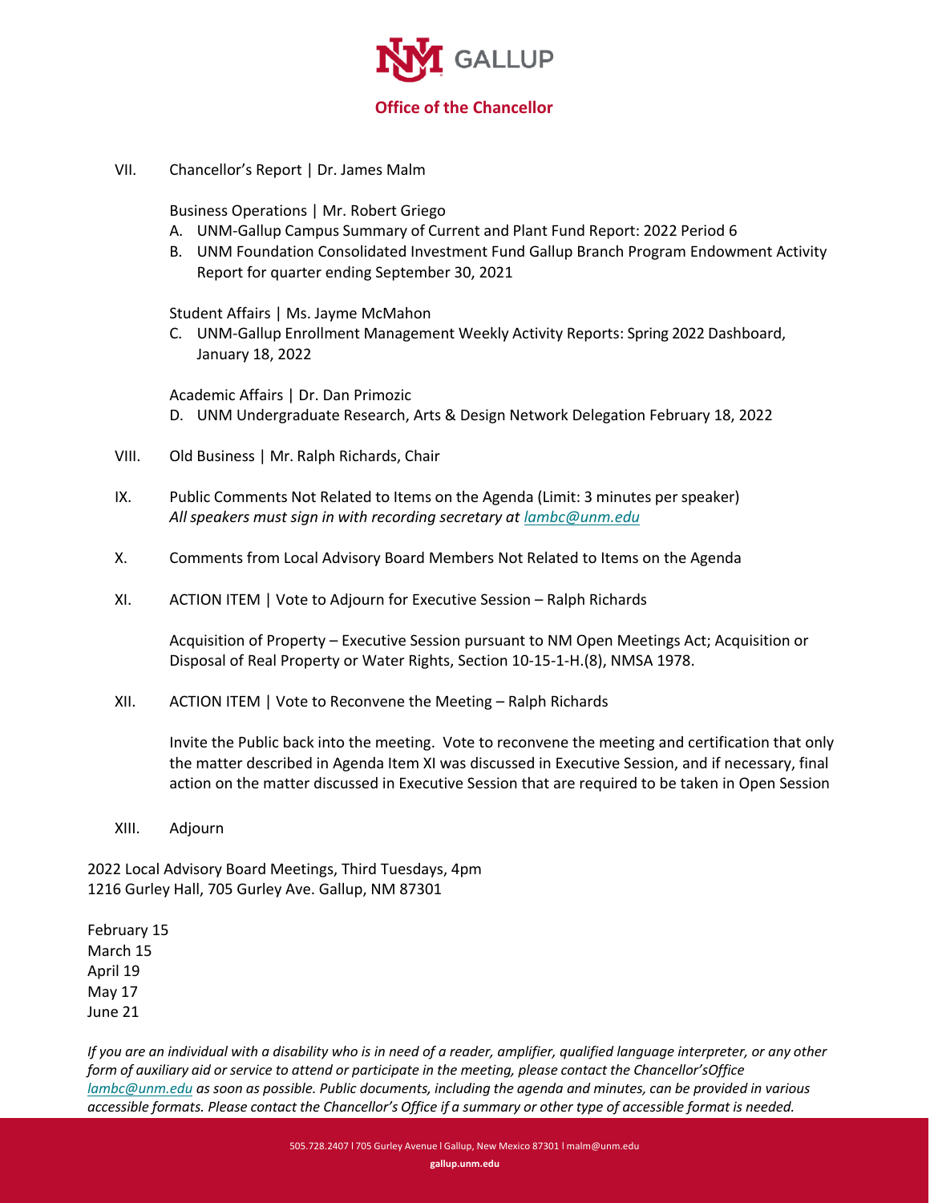VII. Chancellor's Report | Dr. James Malm

Business Operations | Mr. Robert Griego

A. UNM-Gallup Campus Summary of Current and Plant Fund Report: 2022 Period 6
B. UNM Foundation Consolidated Investment Fund Gallup Branch Program Endowment Activity Report for quarter ending September 30, 2021

Student Affairs | Ms. Jayme McMahon

C. UNM-Gallup Enrollment Management Weekly Activity Reports: Spring 2022 Dashboard, January 18, 2022

Academic Affairs | Dr. Dan Primozic

D. UNM Undergraduate Research, Arts & Design Network Delegation February 18, 2022

VIII. Old Business | Mr. Ralph Richards, Chair

IX. Public Comments Not Related to Items on the Agenda (Limit: 3 minutes per speaker)
*All speakers must sign in with recording secretary at lambc@unm.edu*

X. Comments from Local Advisory Board Members Not Related to Items on the Agenda

XI. ACTION ITEM | Vote to Adjourn for Executive Session – Ralph Richards

Acquisition of Property – Executive Session pursuant to NM Open Meetings Act; Acquisition or Disposal of Real Property or Water Rights, Section 10-15-1-H.(8), NMSA 1978.

XII. ACTION ITEM | Vote to Reconvene the Meeting – Ralph Richards

Invite the Public back into the meeting. Vote to reconvene the meeting and certification that only the matter described in Agenda Item XI was discussed in Executive Session, and if necessary, final action on the matter discussed in Executive Session that are required to be taken in Open Session

XIII. Adjourn

2022 Local Advisory Board Meetings, Third Tuesdays, 4pm
1216 Gurley Hall, 705 Gurley Ave. Gallup, NM 87301

February 15
March 15
April 19
May 17
June 21

*If you are an individual with a disability who is in need of a reader, amplifier, qualified language interpreter, or any other form of auxiliary aid or service to attend or participate in the meeting, please contact the Chancellor'sOffice lambc@unm.edu as soon as possible. Public documents, including the agenda and minutes, can be provided in various accessible formats. Please contact the Chancellor's Office if a summary or other type of accessible format is needed.*